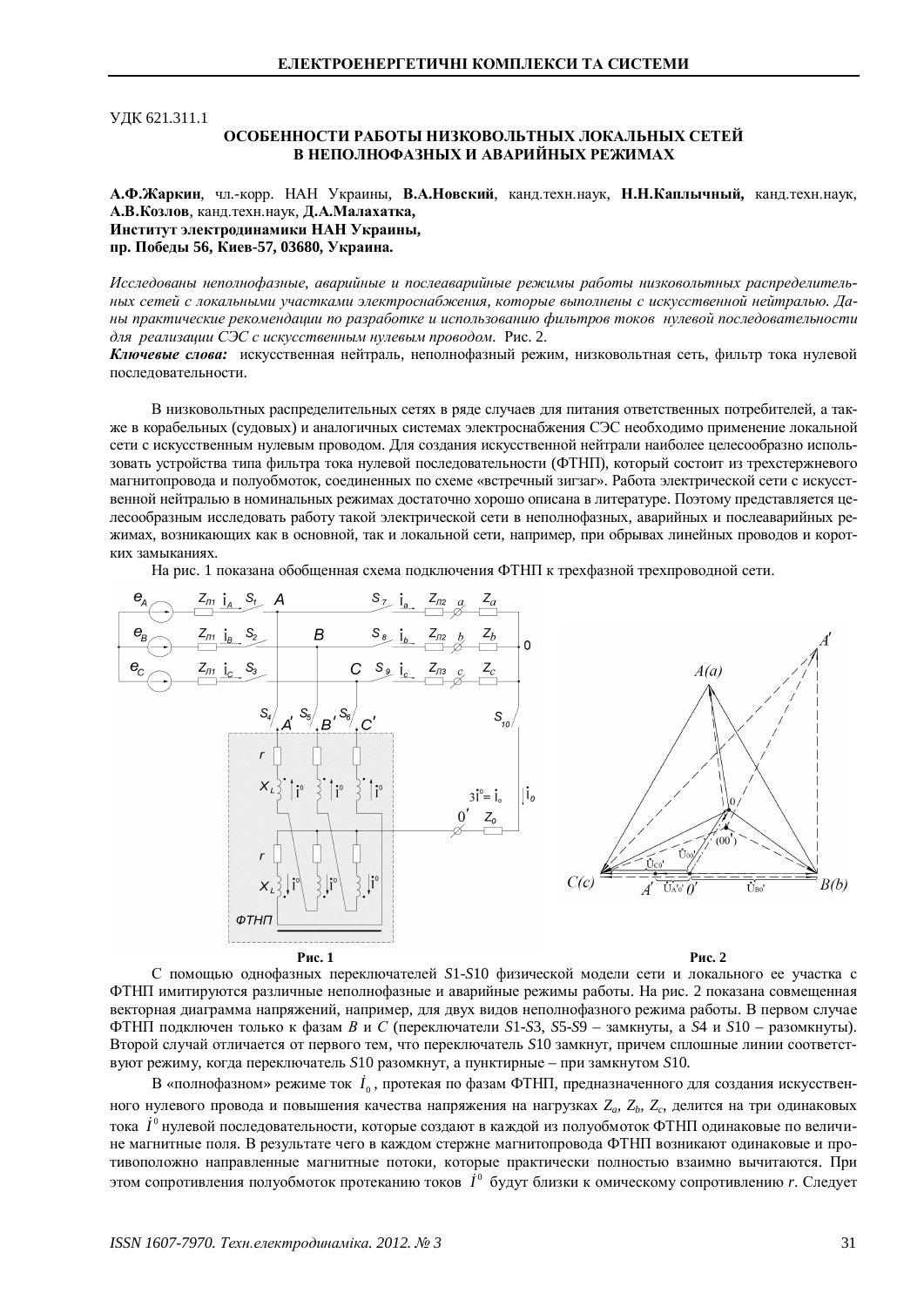УДК 621.311.1

# ОСОБЕННОСТИ РАБОТЫ НИЗКОВОЛЬТНЫХ ЛОКАЛЬНЫХ СЕТЕЙ В НЕПОЛНОФАЗНЫХ И АВАРИЙНЫХ РЕЖИМАХ

**А.Ф.Жаркин**, чл.-корр. НАН Украины, **В.А.Новский**, канд.техн.наук, **Н.Н.Каплычный,** канд.техн.наук, **А.В.Козлов**, канд.техн.наук, **Д.А.Малахатка,**
**Институт электродинамики НАН Украины,**
**пр. Победы 56, Киев-57, 03680, Украина.**

*Исследованы неполнофазные, аварийные и послеаварийные режимы работы низковольтных распределительных сетей с локальными участками электроснабжения, которые выполнены с искусственной нейтралью. Даны практические рекомендации по разработке и использованию фильтров токов нулевой последовательности для реализации СЭС с искусственным нулевым проводом.* Рис. 2.

***Ключевые слова:*** искусственная нейтраль, неполнофазный режим, низковольтная сеть, фильтр тока нулевой последовательности.

В низковольтных распределительных сетях в ряде случаев для питания ответственных потребителей, а также в корабельных (судовых) и аналогичных системах электроснабжения СЭС необходимо применение локальной сети с искусственным нулевым проводом. Для создания искусственной нейтрали наиболее целесообразно использовать устройства типа фильтра тока нулевой последовательности (ФТНП), который состоит из трехстержневого магнитопровода и полуобмоток, соединенных по схеме «встречный зигзаг». Работа электрической сети с искусственной нейтралью в номинальных режимах достаточно хорошо описана в литературе. Поэтому представляется целесообразным исследовать работу такой электрической сети в неполнофазных, аварийных и послеаварийных режимах, возникающих как в основной, так и локальной сети, например, при обрывах линейных проводов и коротких замыканиях.

На рис. 1 показана обобщенная схема подключения ФТНП к трехфазной трехпроводной сети.

Рис. 1

Рис. 2

С помощью однофазных переключателей *S*1-*S*10 физической модели сети и локального ее участка с ФТНП имитируются различные неполнофазные и аварийные режимы работы. На рис. 2 показана совмещенная векторная диаграмма напряжений, например, для двух видов неполнофазного режима работы. В первом случае ФТНП подключен только к фазам *B* и *C* (переключатели *S*1-*S*3, *S*5-*S*9 – замкнуты, а *S*4 и *S*10 – разомкнуты). Второй случай отличается от первого тем, что переключатель *S*10 замкнут, причем сплошные линии соответствуют режиму, когда переключатель *S*10 разомкнут, а пунктирные – при замкнутом *S*10.

В «полнофазном» режиме ток $\dot{I}_0$, протекая по фазам ФТНП, предназначенного для создания искусственного нулевого провода и повышения качества напряжения на нагрузках $Z_a$, $Z_b$, $Z_c$, делится на три одинаковых тока $\dot{I}^0$ нулевой последовательности, которые создают в каждой из полуобмоток ФТНП одинаковые по величине магнитные поля. В результате чего в каждом стержне магнитопровода ФТНП возникают одинаковые и противоположно направленные магнитные потоки, которые практически полностью взаимно вычитаются. При этом сопротивления полуобмоток протеканию токов $\dot{I}^0$ будут близки к омическому сопротивлению *r*. Следует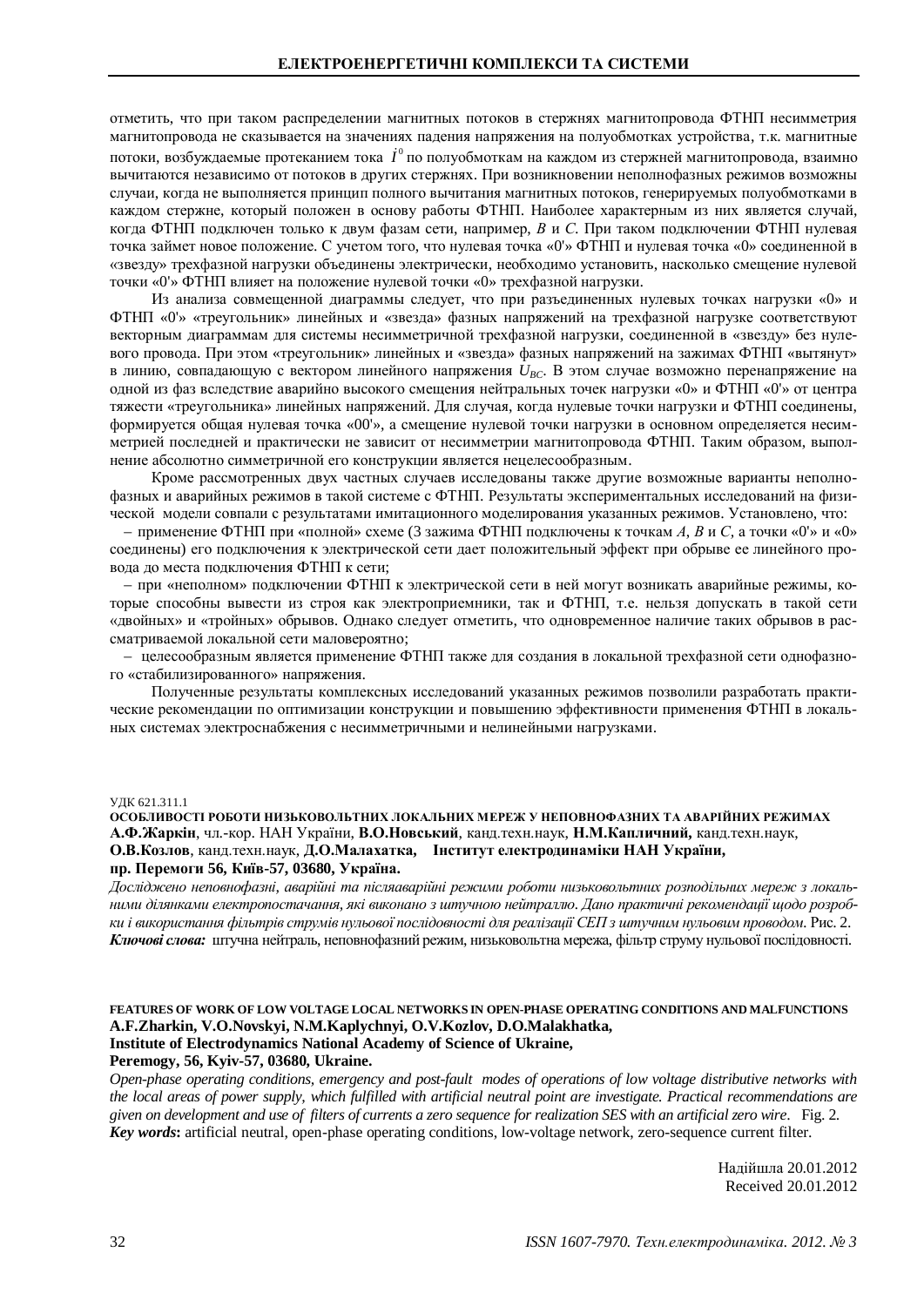отметить, что при таком распределении магнитных потоков в стержнях магнитопровода ФТНП несимметрия магнитопровода не сказывается на значениях падения напряжения на полуобмотках устройства, т.к. магнитные потоки, возбуждаемые протеканием тока $\dot{I}^0$ по полуобмоткам на каждом из стержней магнитопровода, взаимно вычитаются независимо от потоков в других стержнях. При возникновении неполнофазных режимов возможны случаи, когда не выполняется принцип полного вычитания магнитных потоков, генерируемых полуобмотками в каждом стержне, который положен в основу работы ФТНП. Наиболее характерным из них является случай, когда ФТНП подключен только к двум фазам сети, например, *B* и *C*. При таком подключении ФТНП нулевая точка займет новое положение. С учетом того, что нулевая точка «0'» ФТНП и нулевая точка «0» соединенной в «звезду» трехфазной нагрузки объединены электрически, необходимо установить, насколько смещение нулевой точки «0'» ФТНП влияет на положение нулевой точки «0» трехфазной нагрузки.

Из анализа совмещенной диаграммы следует, что при разъединенных нулевых точках нагрузки «0» и ФТНП «0'» «треугольник» линейных и «звезда» фазных напряжений на трехфазной нагрузке соответствуют векторным диаграммам для системы несимметричной трехфазной нагрузки, соединенной в «звезду» без нулевого провода. При этом «треугольник» линейных и «звезда» фазных напряжений на зажимах ФТНП «вытянут» в линию, совпадающую с вектором линейного напряжения $U_{BC}$. В этом случае возможно перенапряжение на одной из фаз вследствие аварийно высокого смещения нейтральных точек нагрузки «0» и ФТНП «0'» от центра тяжести «треугольника» линейных напряжений. Для случая, когда нулевые точки нагрузки и ФТНП соединены, формируется общая нулевая точка «00'», а смещение нулевой точки нагрузки в основном определяется несимметрией последней и практически не зависит от несимметрии магнитопровода ФТНП. Таким образом, выполнение абсолютно симметричной его конструкции является нецелесообразным.

Кроме рассмотренных двух частных случаев исследованы также другие возможные варианты неполнофазных и аварийных режимов в такой системе с ФТНП. Результаты экспериментальных исследований на физической модели совпали с результатами имитационного моделирования указанных режимов. Установлено, что:

– применение ФТНП при «полной» схеме (3 зажима ФТНП подключены к точкам *A*, *B* и *C*, а точки «0'» и «0» соединены) его подключения к электрической сети дает положительный эффект при обрыве ее линейного провода до места подключения ФТНП к сети;

– при «неполном» подключении ФТНП к электрической сети в ней могут возникать аварийные режимы, которые способны вывести из строя как электроприемники, так и ФТНП, т.е. нельзя допускать в такой сети «двойных» и «тройных» обрывов. Однако следует отметить, что одновременное наличие таких обрывов в рассматриваемой локальной сети маловероятно;

– целесообразным является применение ФТНП также для создания в локальной трехфазной сети однофазного «стабилизированного» напряжения.

Полученные результаты комплексных исследований указанных режимов позволили разработать практические рекомендации по оптимизации конструкции и повышению эффективности применения ФТНП в локальных системах электроснабжения с несимметричными и нелинейными нагрузками.

УДК 621.311.1

**ОСОБЛИВОСТІ РОБОТИ НИЗЬКОВОЛЬТНИХ ЛОКАЛЬНИХ МЕРЕЖ У НЕПОВНОФАЗНИХ ТА АВАРІЙНИХ РЕЖИМАХ**
**А.Ф.Жаркін**, чл.-кор. НАН України, **В.О.Новський**, канд.техн.наук, **Н.М.Капличний,** канд.техн.наук, **О.В.Козлов**, канд.техн.наук, **Д.О.Малахатка, Інститут електродинаміки НАН України, пр. Перемоги 56, Київ-57, 03680, Україна.**

*Досліджено неповнофазні, аварійні та післяаварійні режими роботи низьковольтних розподільних мереж з локальними ділянками електропостачання, які виконано з штучною нейтраллю. Дано практичні рекомендації щодо розробки і використання фільтрів струмів нульової послідовності для реалізації СЕП з штучним нульовим проводом.* Рис. 2.
***Ключові слова:*** штучна нейтраль, неповнофазний режим, низьковольтна мережа, фільтр струму нульової послідовності.

**FEATURES OF WORK OF LOW VOLTAGE LOCAL NETWORKS IN OPEN-PHASE OPERATING CONDITIONS AND MALFUNCTIONS**
**A.F.Zharkin, V.O.Novskyi, N.M.Kaplychnyi, O.V.Kozlov, D.O.Malakhatka,**
**Institute of Electrodynamics National Academy of Science of Ukraine,**
**Peremogy, 56, Kyiv-57, 03680, Ukraine.**

*Open-phase operating conditions, emergency and post-fault modes of operations of low voltage distributive networks with the local areas of power supply, which fulfilled with artificial neutral point are investigate. Practical recommendations are given on development and use of filters of currents a zero sequence for realization SES with an artificial zero wire.* Fig. 2.
***Key words*:** artificial neutral, open-phase operating conditions, low-voltage network, zero-sequence current filter.

Надійшла 20.01.2012
Received 20.01.2012